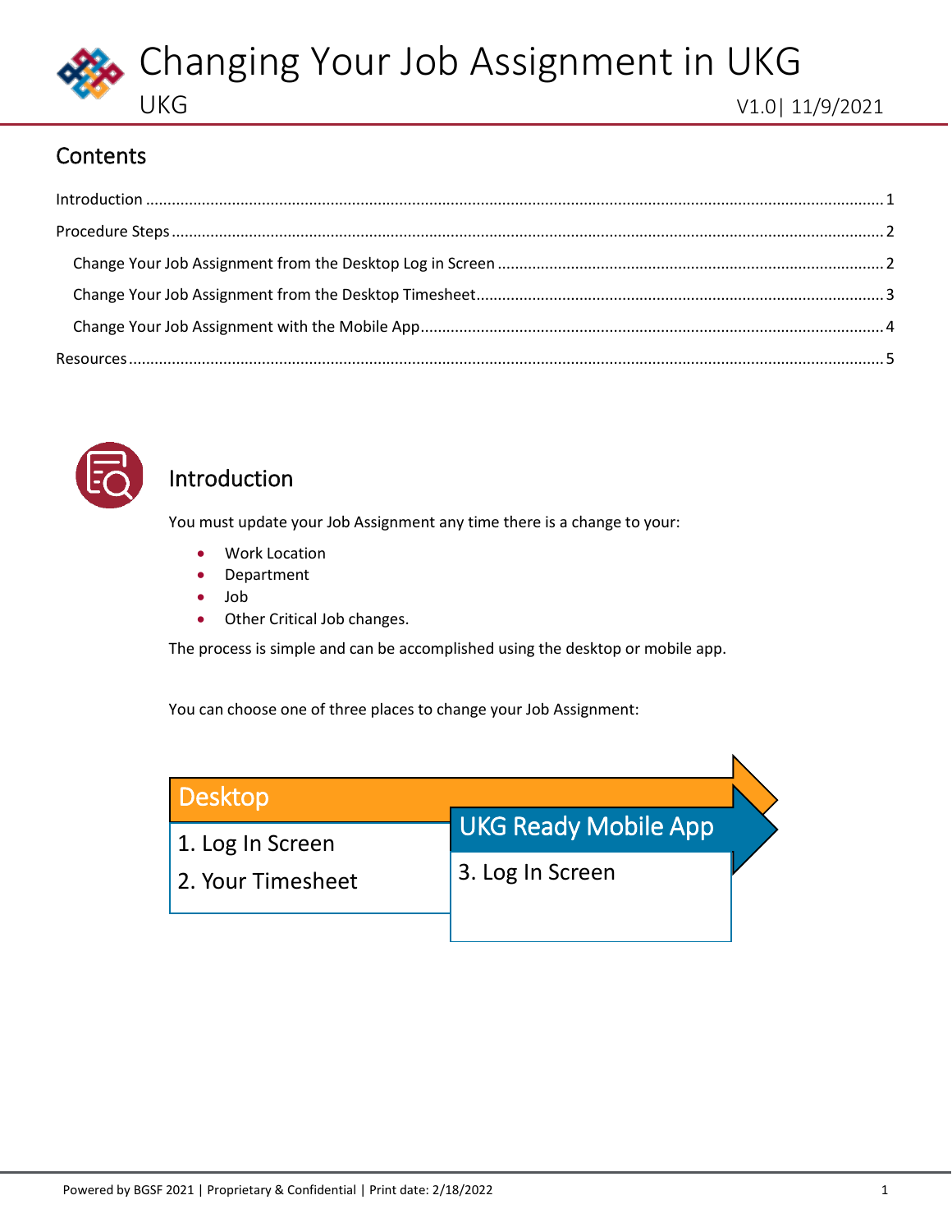# Changing Your Job Assignment in UKG

UKG

V1.0| 11/9/2021

## Contents

Introduction ........................................................ 1

Procedure Steps ........................................................ 2

- Change Your Job Assignment from the Desktop Log in Screen ........................................................ 2
- Change Your Job Assignment from the Desktop Timesheet ........................................................ 3
- Change Your Job Assignment with the Mobile App ........................................................ 4

Resources ........................................................ 5

## Introduction

You must update your Job Assignment any time there is a change to your:

- Work Location
- Department
- Job
- Other Critical Job changes.

The process is simple and can be accomplished using the desktop or mobile app.

You can choose one of three places to change your Job Assignment:

**Desktop**

1. Log In Screen
2. Your Timesheet

**UKG Ready Mobile App**

3. Log In Screen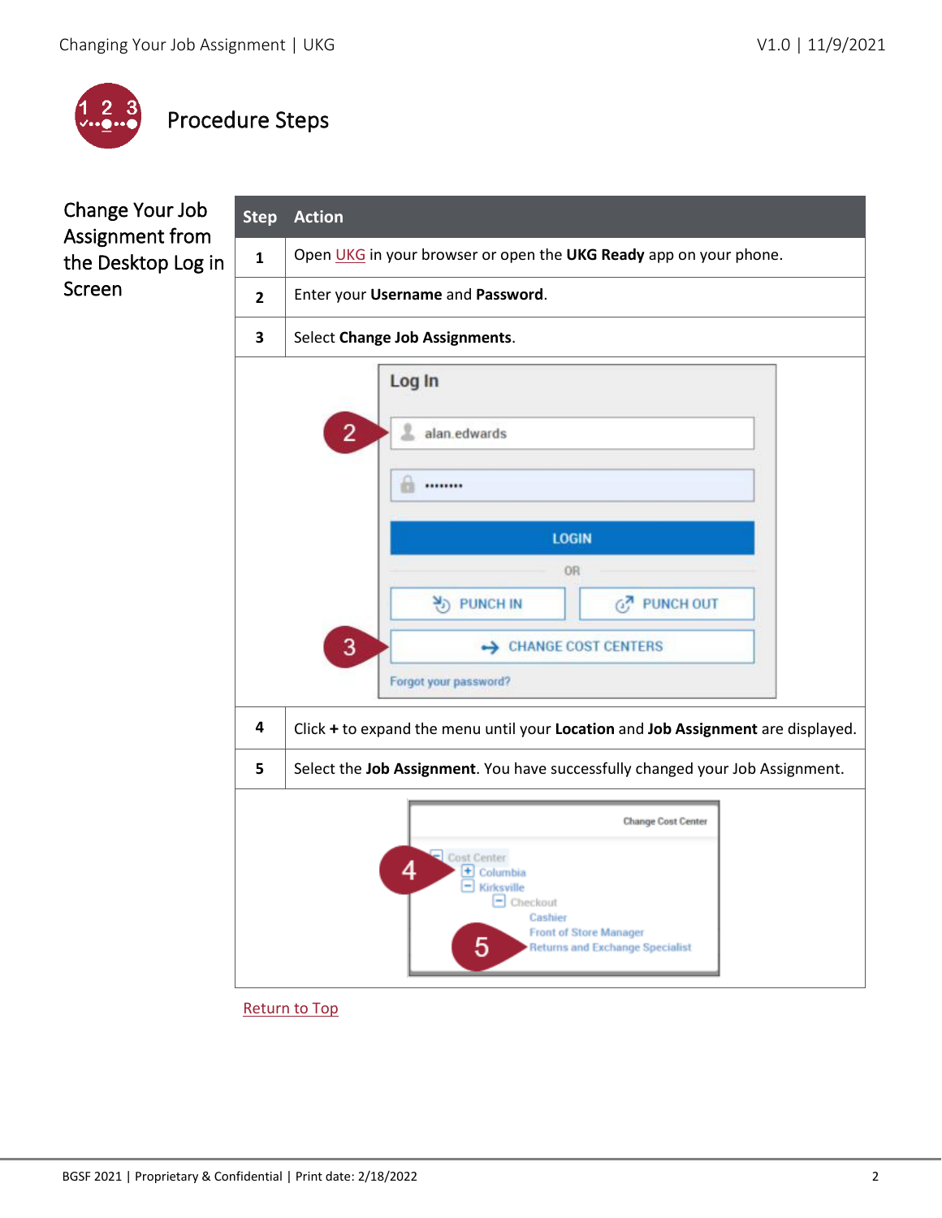## Procedure Steps

### Change Your Job Assignment from the Desktop Log in Screen

| Step | Action |
|---|---|
| 1 | Open UKG in your browser or open the **UKG Ready** app on your phone. |
| 2 | Enter your **Username** and **Password**. |
| 3 | Select **Change Job Assignments**. |
| 4 | Click **+** to expand the menu until your **Location** and **Job Assignment** are displayed. |
| 5 | Select the **Job Assignment**. You have successfully changed your Job Assignment. |

Return to Top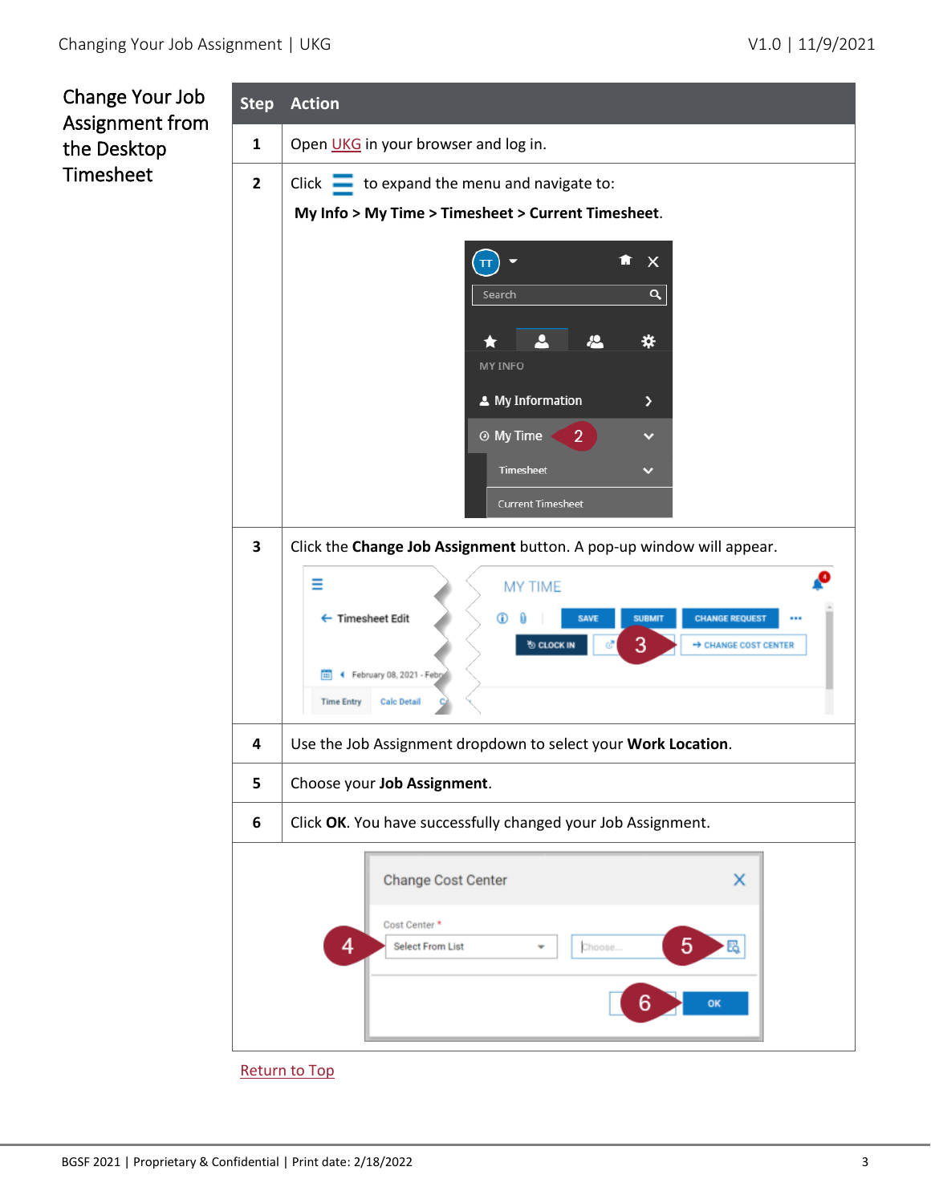## Change Your Job Assignment from the Desktop Timesheet

| Step | Action |
|---|---|
| 1 | Open UKG in your browser and log in. |
| 2 | Click ☰ to expand the menu and navigate to: **My Info > My Time > Timesheet > Current Timesheet**. |
| 3 | Click the **Change Job Assignment** button. A pop-up window will appear. |
| 4 | Use the Job Assignment dropdown to select your **Work Location**. |
| 5 | Choose your **Job Assignment**. |
| 6 | Click **OK**. You have successfully changed your Job Assignment. |

Return to Top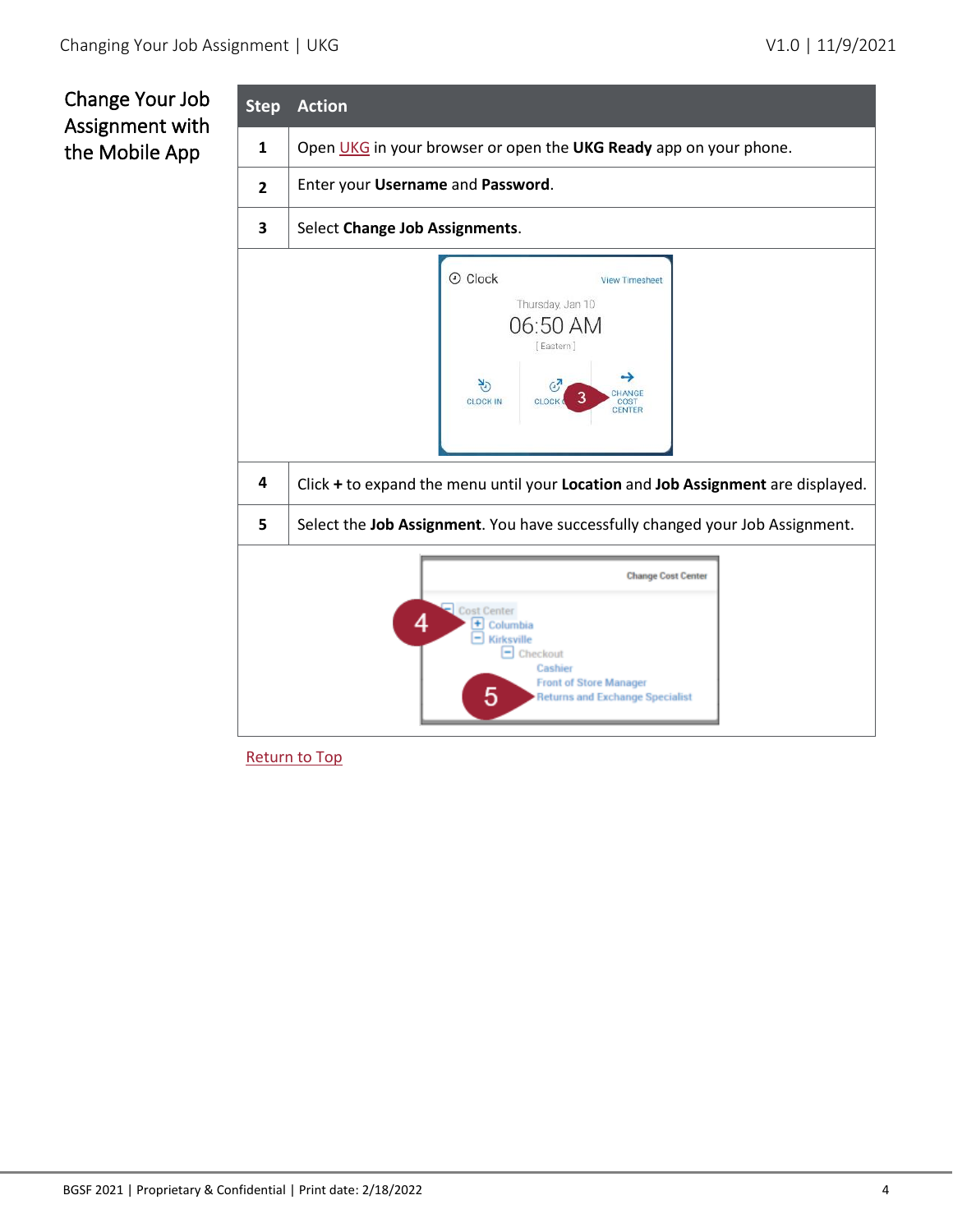## Change Your Job Assignment with the Mobile App

| Step | Action |
| --- | --- |
| 1 | Open UKG in your browser or open the **UKG Ready** app on your phone. |
| 2 | Enter your **Username** and **Password**. |
| 3 | Select **Change Job Assignments**. |
| 4 | Click **+** to expand the menu until your **Location** and **Job Assignment** are displayed. |
| 5 | Select the **Job Assignment**. You have successfully changed your Job Assignment. |

Return to Top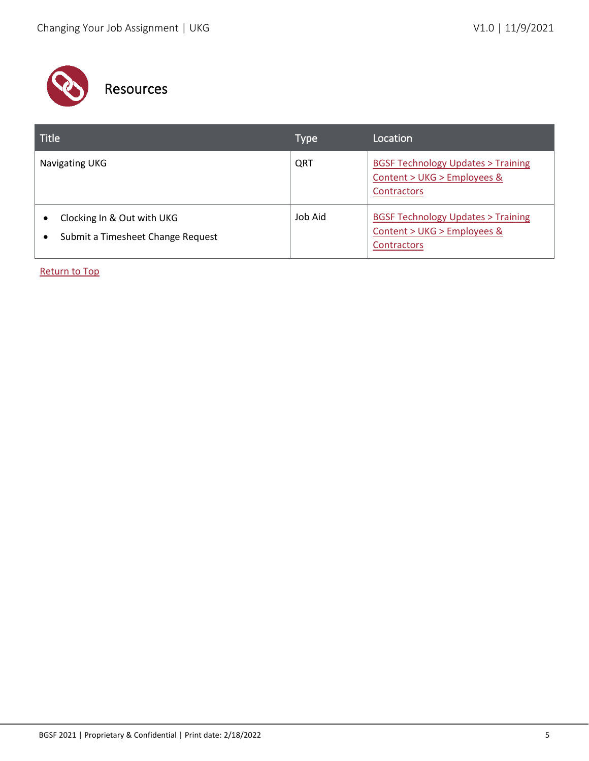## Resources

| Title | Type | Location |
|---|---|---|
| Navigating UKG | QRT | BGSF Technology Updates > Training Content > UKG > Employees & Contractors |
| • Clocking In & Out with UKG<br>• Submit a Timesheet Change Request | Job Aid | BGSF Technology Updates > Training Content > UKG > Employees & Contractors |

Return to Top